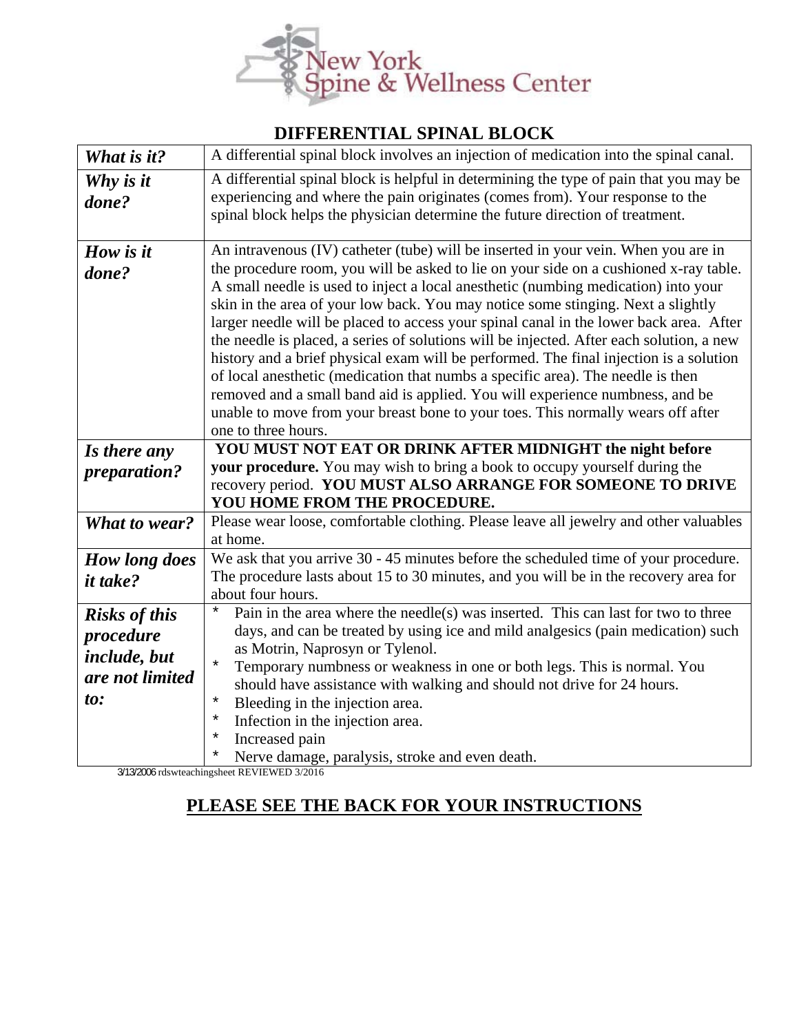New York Spine & Wellness Center

# DIFFERENTIAL SPINAL BLOCK

| | |
|---|---|
| ***What is it?*** | A differential spinal block involves an injection of medication into the spinal canal. |
| ***Why is it done?*** | A differential spinal block is helpful in determining the type of pain that you may be experiencing and where the pain originates (comes from). Your response to the spinal block helps the physician determine the future direction of treatment. |
| ***How is it done?*** | An intravenous (IV) catheter (tube) will be inserted in your vein. When you are in the procedure room, you will be asked to lie on your side on a cushioned x-ray table. A small needle is used to inject a local anesthetic (numbing medication) into your skin in the area of your low back. You may notice some stinging. Next a slightly larger needle will be placed to access your spinal canal in the lower back area. After the needle is placed, a series of solutions will be injected. After each solution, a new history and a brief physical exam will be performed. The final injection is a solution of local anesthetic (medication that numbs a specific area). The needle is then removed and a small band aid is applied. You will experience numbness, and be unable to move from your breast bone to your toes. This normally wears off after one to three hours. |
| ***Is there any preparation?*** | **YOU MUST NOT EAT OR DRINK AFTER MIDNIGHT the night before your procedure.** You may wish to bring a book to occupy yourself during the recovery period. **YOU MUST ALSO ARRANGE FOR SOMEONE TO DRIVE YOU HOME FROM THE PROCEDURE.** |
| ***What to wear?*** | Please wear loose, comfortable clothing. Please leave all jewelry and other valuables at home. |
| ***How long does it take?*** | We ask that you arrive 30 - 45 minutes before the scheduled time of your procedure. The procedure lasts about 15 to 30 minutes, and you will be in the recovery area for about four hours. |
| ***Risks of this procedure include, but are not limited to:*** | * Pain in the area where the needle(s) was inserted. This can last for two to three days, and can be treated by using ice and mild analgesics (pain medication) such as Motrin, Naprosyn or Tylenol.<br>* Temporary numbness or weakness in one or both legs. This is normal. You should have assistance with walking and should not drive for 24 hours.<br>* Bleeding in the injection area.<br>* Infection in the injection area.<br>* Increased pain<br>* Nerve damage, paralysis, stroke and even death. |

3/13/2006 rdswteachingsheet REVIEWED 3/2016

**<u>PLEASE SEE THE BACK FOR YOUR INSTRUCTIONS</u>**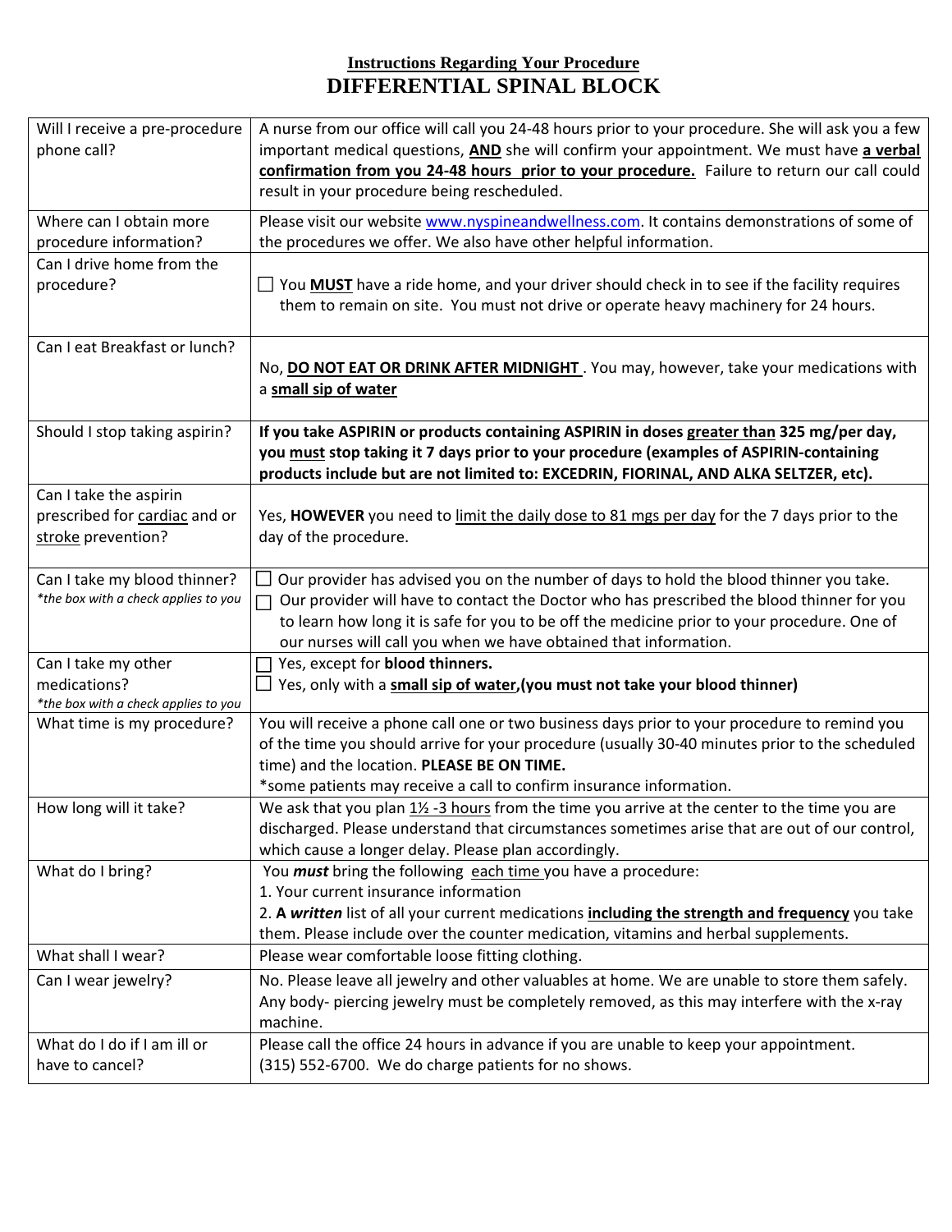## Instructions Regarding Your Procedure

# DIFFERENTIAL SPINAL BLOCK

| | |
|---|---|
| Will I receive a pre-procedure phone call? | A nurse from our office will call you 24-48 hours prior to your procedure. She will ask you a few important medical questions, **AND** she will confirm your appointment. We must have **a verbal confirmation from you 24-48 hours prior to your procedure.** Failure to return our call could result in your procedure being rescheduled. |
| Where can I obtain more procedure information? | Please visit our website www.nyspineandwellness.com. It contains demonstrations of some of the procedures we offer. We also have other helpful information. |
| Can I drive home from the procedure? | ☐ You **MUST** have a ride home, and your driver should check in to see if the facility requires them to remain on site. You must not drive or operate heavy machinery for 24 hours. |
| Can I eat Breakfast or lunch? | No, **DO NOT EAT OR DRINK AFTER MIDNIGHT** . You may, however, take your medications with a **small sip of water** |
| Should I stop taking aspirin? | **If you take ASPIRIN or products containing ASPIRIN in doses greater than 325 mg/per day, you must stop taking it 7 days prior to your procedure (examples of ASPIRIN-containing products include but are not limited to: EXCEDRIN, FIORINAL, AND ALKA SELTZER, etc).** |
| Can I take the aspirin prescribed for cardiac and or stroke prevention? | Yes, **HOWEVER** you need to limit the daily dose to 81 mgs per day for the 7 days prior to the day of the procedure. |
| Can I take my blood thinner? *\*the box with a check applies to you* | ☐ Our provider has advised you on the number of days to hold the blood thinner you take.<br>☐ Our provider will have to contact the Doctor who has prescribed the blood thinner for you to learn how long it is safe for you to be off the medicine prior to your procedure. One of our nurses will call you when we have obtained that information. |
| Can I take my other medications? *\*the box with a check applies to you* | ☐ Yes, except for **blood thinners.**<br>☐ Yes, only with a **small sip of water,(you must not take your blood thinner)** |
| What time is my procedure? | You will receive a phone call one or two business days prior to your procedure to remind you of the time you should arrive for your procedure (usually 30-40 minutes prior to the scheduled time) and the location. **PLEASE BE ON TIME.**<br>\*some patients may receive a call to confirm insurance information. |
| How long will it take? | We ask that you plan 1½ -3 hours from the time you arrive at the center to the time you are discharged. Please understand that circumstances sometimes arise that are out of our control, which cause a longer delay. Please plan accordingly. |
| What do I bring? | You ***must*** bring the following each time you have a procedure:<br>1. Your current insurance information<br>2. **A *written*** list of all your current medications **including the strength and frequency** you take them. Please include over the counter medication, vitamins and herbal supplements. |
| What shall I wear? | Please wear comfortable loose fitting clothing. |
| Can I wear jewelry? | No. Please leave all jewelry and other valuables at home. We are unable to store them safely. Any body- piercing jewelry must be completely removed, as this may interfere with the x-ray machine. |
| What do I do if I am ill or have to cancel? | Please call the office 24 hours in advance if you are unable to keep your appointment. (315) 552-6700. We do charge patients for no shows. |